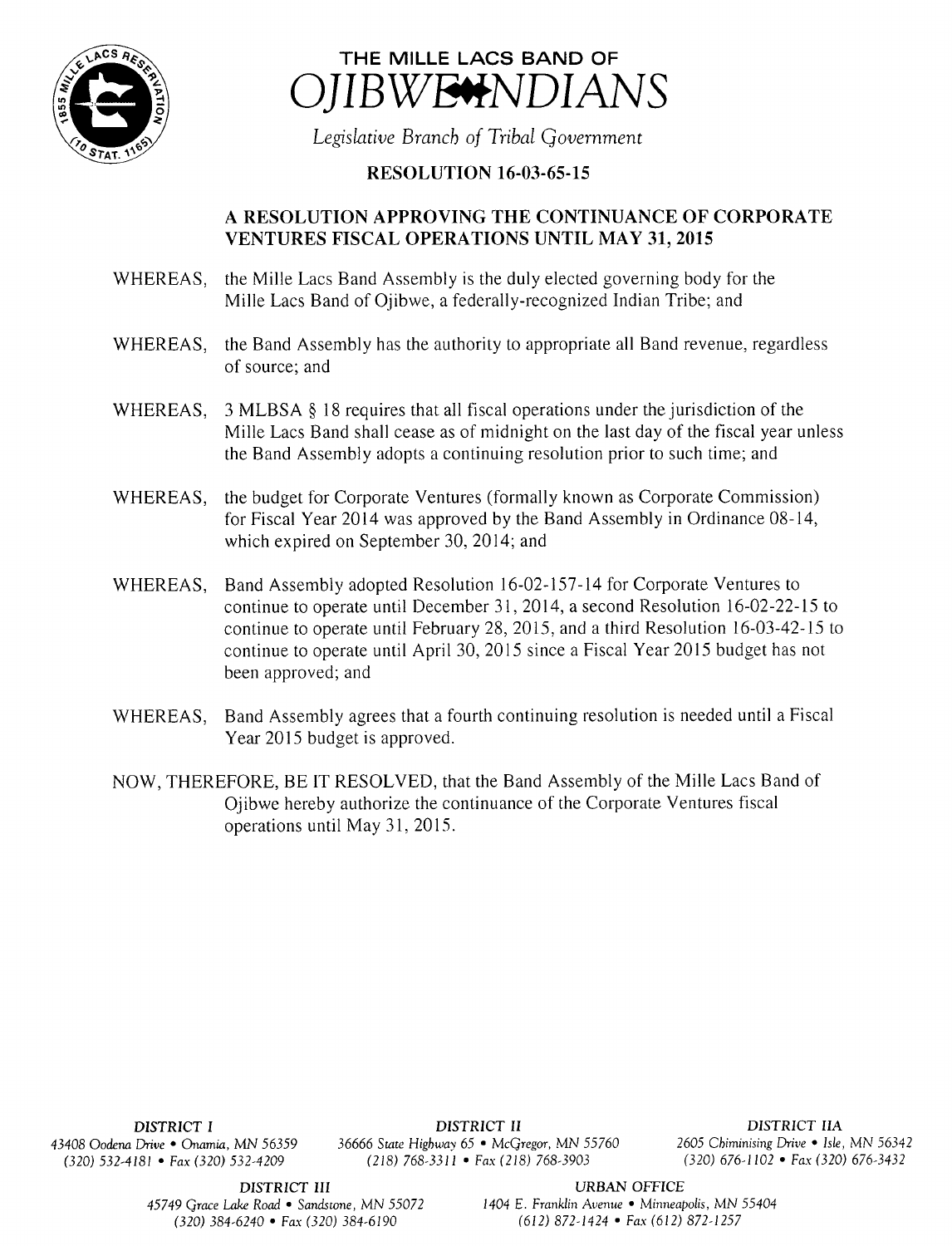# THE MILLE LACS BAND OF OJIBWE INDIANS

*Legislative Branch of Tribal Government*

## RESOLUTION 16-03-65-15

### A RESOLUTION APPROVING THE CONTINUANCE OF CORPORATE VENTURES FISCAL OPERATIONS UNTIL MAY 31, 2015

WHEREAS, the Mille Lacs Band Assembly is the duly elected governing body for the Mille Lacs Band of Ojibwe, a federally-recognized Indian Tribe; and

WHEREAS, the Band Assembly has the authority to appropriate all Band revenue, regardless of source; and

WHEREAS, 3 MLBSA § 18 requires that all fiscal operations under the jurisdiction of the Mille Lacs Band shall cease as of midnight on the last day of the fiscal year unless the Band Assembly adopts a continuing resolution prior to such time; and

WHEREAS, the budget for Corporate Ventures (formally known as Corporate Commission) for Fiscal Year 2014 was approved by the Band Assembly in Ordinance 08-14, which expired on September 30, 2014; and

WHEREAS, Band Assembly adopted Resolution 16-02-157-14 for Corporate Ventures to continue to operate until December 31, 2014, a second Resolution 16-02-22-15 to continue to operate until February 28, 2015, and a third Resolution 16-03-42-15 to continue to operate until April 30, 2015 since a Fiscal Year 2015 budget has not been approved; and

WHEREAS, Band Assembly agrees that a fourth continuing resolution is needed until a Fiscal Year 2015 budget is approved.

NOW, THEREFORE, BE IT RESOLVED, that the Band Assembly of the Mille Lacs Band of Ojibwe hereby authorize the continuance of the Corporate Ventures fiscal operations until May 31, 2015.

*DISTRICT I*
*43408 Oodena Drive • Onamia, MN 56359*
*(320) 532-4181 • Fax (320) 532-4209*

*DISTRICT II*
*36666 State Highway 65 • McGregor, MN 55760*
*(218) 768-3311 • Fax (218) 768-3903*

*DISTRICT IIA*
*2605 Chiminising Drive • Isle, MN 56342*
*(320) 676-1102 • Fax (320) 676-3432*

*DISTRICT III*
*45749 Grace Lake Road • Sandstone, MN 55072*
*(320) 384-6240 • Fax (320) 384-6190*

*URBAN OFFICE*
*1404 E. Franklin Avenue • Minneapolis, MN 55404*
*(612) 872-1424 • Fax (612) 872-1257*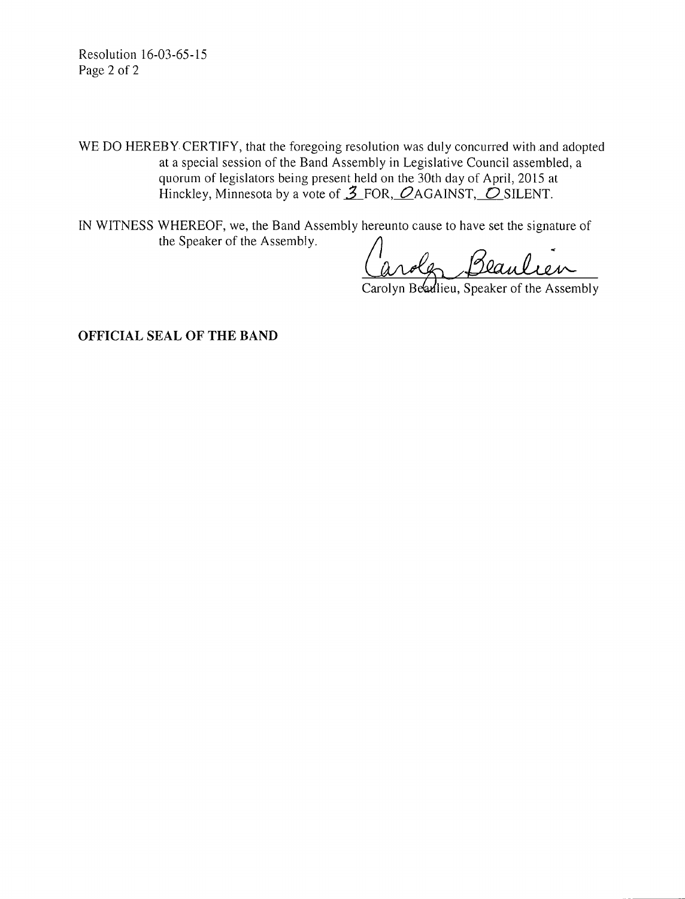WE DO HEREBY CERTIFY, that the foregoing resolution was duly concurred with and adopted at a special session of the Band Assembly in Legislative Council assembled, a quorum of legislators being present held on the 30th day of April, 2015 at Hinckley, Minnesota by a vote of 3 FOR, 0 AGAINST, 0 SILENT.

IN WITNESS WHEREOF, we, the Band Assembly hereunto cause to have set the signature of the Speaker of the Assembly.

Carolyn Beaulieu

Carolyn Beaulieu, Speaker of the Assembly

**OFFICIAL SEAL OF THE BAND**